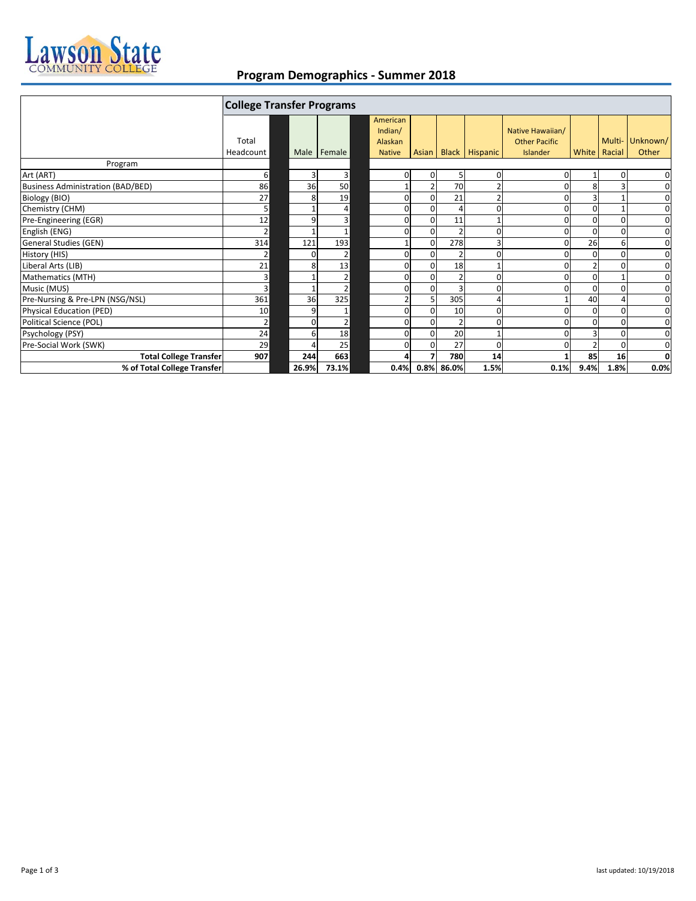# Lawson State Community College

## Program Demographics - Summer 2018

| | College Transfer Programs | | | | | | | | | | |
|---|---|---|---|---|---|---|---|---|---|---|---|
| Program | Total Headcount | Male | Female | American Indian/ Alaskan Native | Asian | Black | Hispanic | Native Hawaiian/ Other Pacific Islander | White | Multi-Racial | Unknown/ Other |
| Art (ART) | 6 | 3 | 3 | 0 | 0 | 5 | 0 | 0 | 1 | 0 | 0 |
| Business Administration (BAD/BED) | 86 | 36 | 50 | 1 | 2 | 70 | 2 | 0 | 8 | 3 | 0 |
| Biology (BIO) | 27 | 8 | 19 | 0 | 0 | 21 | 2 | 0 | 3 | 1 | 0 |
| Chemistry (CHM) | 5 | 1 | 4 | 0 | 0 | 4 | 0 | 0 | 0 | 1 | 0 |
| Pre-Engineering (EGR) | 12 | 9 | 3 | 0 | 0 | 11 | 1 | 0 | 0 | 0 | 0 |
| English (ENG) | 2 | 1 | 1 | 0 | 0 | 2 | 0 | 0 | 0 | 0 | 0 |
| General Studies (GEN) | 314 | 121 | 193 | 1 | 0 | 278 | 3 | 0 | 26 | 6 | 0 |
| History (HIS) | 2 | 0 | 2 | 0 | 0 | 2 | 0 | 0 | 0 | 0 | 0 |
| Liberal Arts (LIB) | 21 | 8 | 13 | 0 | 0 | 18 | 1 | 0 | 2 | 0 | 0 |
| Mathematics (MTH) | 3 | 1 | 2 | 0 | 0 | 2 | 0 | 0 | 0 | 1 | 0 |
| Music (MUS) | 3 | 1 | 2 | 0 | 0 | 3 | 0 | 0 | 0 | 0 | 0 |
| Pre-Nursing & Pre-LPN (NSG/NSL) | 361 | 36 | 325 | 2 | 5 | 305 | 4 | 1 | 40 | 4 | 0 |
| Physical Education (PED) | 10 | 9 | 1 | 0 | 0 | 10 | 0 | 0 | 0 | 0 | 0 |
| Political Science (POL) | 2 | 0 | 2 | 0 | 0 | 2 | 0 | 0 | 0 | 0 | 0 |
| Psychology (PSY) | 24 | 6 | 18 | 0 | 0 | 20 | 1 | 0 | 3 | 0 | 0 |
| Pre-Social Work (SWK) | 29 | 4 | 25 | 0 | 0 | 27 | 0 | 0 | 2 | 0 | 0 |
| **Total College Transfer** | **907** | **244** | **663** | **4** | **7** | **780** | **14** | **1** | **85** | **16** | **0** |
| **% of Total College Transfer** | | **26.9%** | **73.1%** | **0.4%** | **0.8%** | **86.0%** | **1.5%** | **0.1%** | **9.4%** | **1.8%** | **0.0%** |

last updated: 10/19/2018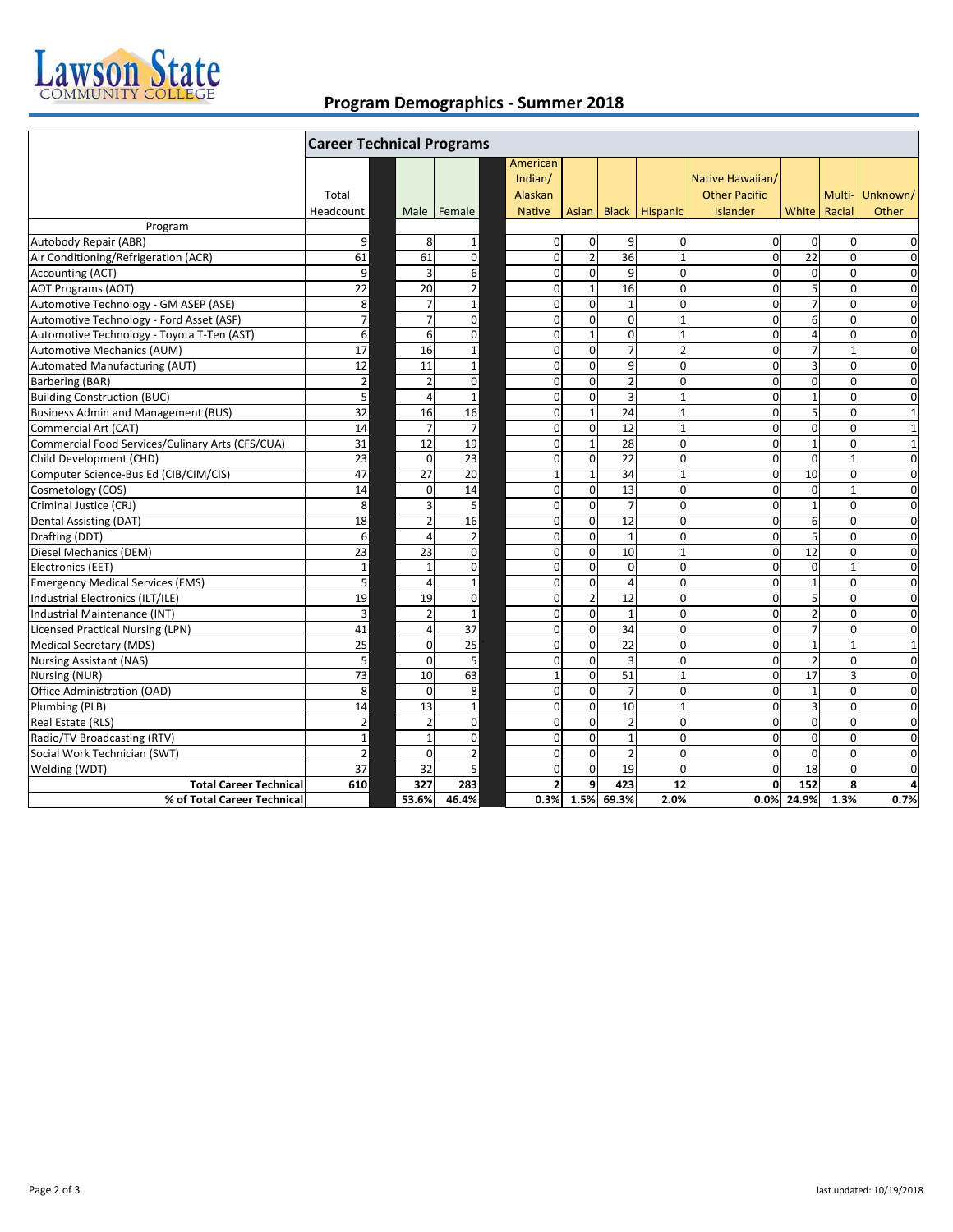# Lawson State Community College

## Program Demographics - Summer 2018

| Program | Total Headcount | Male | Female | American Indian/ Alaskan Native | Asian | Black | Hispanic | Native Hawaiian/ Other Pacific Islander | White | Multi-Racial | Unknown/ Other |
|---|---|---|---|---|---|---|---|---|---|---|---|
| **Career Technical Programs** | | | | | | | | | | | |
| Autobody Repair (ABR) | 9 | 8 | 1 | 0 | 0 | 9 | 0 | 0 | 0 | 0 | 0 |
| Air Conditioning/Refrigeration (ACR) | 61 | 61 | 0 | 0 | 2 | 36 | 1 | 0 | 22 | 0 | 0 |
| Accounting (ACT) | 9 | 3 | 6 | 0 | 0 | 9 | 0 | 0 | 0 | 0 | 0 |
| AOT Programs (AOT) | 22 | 20 | 2 | 0 | 1 | 16 | 0 | 0 | 5 | 0 | 0 |
| Automotive Technology - GM ASEP (ASE) | 8 | 7 | 1 | 0 | 0 | 1 | 0 | 0 | 7 | 0 | 0 |
| Automotive Technology - Ford Asset (ASF) | 7 | 7 | 0 | 0 | 0 | 0 | 1 | 0 | 6 | 0 | 0 |
| Automotive Technology - Toyota T-Ten (AST) | 6 | 6 | 0 | 0 | 1 | 0 | 1 | 0 | 4 | 0 | 0 |
| Automotive Mechanics (AUM) | 17 | 16 | 1 | 0 | 0 | 7 | 2 | 0 | 7 | 1 | 0 |
| Automated Manufacturing (AUT) | 12 | 11 | 1 | 0 | 0 | 9 | 0 | 0 | 3 | 0 | 0 |
| Barbering (BAR) | 2 | 2 | 0 | 0 | 0 | 2 | 0 | 0 | 0 | 0 | 0 |
| Building Construction (BUC) | 5 | 4 | 1 | 0 | 0 | 3 | 1 | 0 | 1 | 0 | 0 |
| Business Admin and Management (BUS) | 32 | 16 | 16 | 0 | 1 | 24 | 1 | 0 | 5 | 0 | 1 |
| Commercial Art (CAT) | 14 | 7 | 7 | 0 | 0 | 12 | 1 | 0 | 0 | 0 | 1 |
| Commercial Food Services/Culinary Arts (CFS/CUA) | 31 | 12 | 19 | 0 | 1 | 28 | 0 | 0 | 1 | 0 | 1 |
| Child Development (CHD) | 23 | 0 | 23 | 0 | 0 | 22 | 0 | 0 | 0 | 1 | 0 |
| Computer Science-Bus Ed (CIB/CIM/CIS) | 47 | 27 | 20 | 1 | 1 | 34 | 1 | 0 | 10 | 0 | 0 |
| Cosmetology (COS) | 14 | 0 | 14 | 0 | 0 | 13 | 0 | 0 | 0 | 1 | 0 |
| Criminal Justice (CRJ) | 8 | 3 | 5 | 0 | 0 | 7 | 0 | 0 | 1 | 0 | 0 |
| Dental Assisting (DAT) | 18 | 2 | 16 | 0 | 0 | 12 | 0 | 0 | 6 | 0 | 0 |
| Drafting (DDT) | 6 | 4 | 2 | 0 | 0 | 1 | 0 | 0 | 5 | 0 | 0 |
| Diesel Mechanics (DEM) | 23 | 23 | 0 | 0 | 0 | 10 | 1 | 0 | 12 | 0 | 0 |
| Electronics (EET) | 1 | 1 | 0 | 0 | 0 | 0 | 0 | 0 | 0 | 1 | 0 |
| Emergency Medical Services (EMS) | 5 | 4 | 1 | 0 | 0 | 4 | 0 | 0 | 1 | 0 | 0 |
| Industrial Electronics (ILT/ILE) | 19 | 19 | 0 | 0 | 2 | 12 | 0 | 0 | 5 | 0 | 0 |
| Industrial Maintenance (INT) | 3 | 2 | 1 | 0 | 0 | 1 | 0 | 0 | 2 | 0 | 0 |
| Licensed Practical Nursing (LPN) | 41 | 4 | 37 | 0 | 0 | 34 | 0 | 0 | 7 | 0 | 0 |
| Medical Secretary (MDS) | 25 | 0 | 25 | 0 | 0 | 22 | 0 | 0 | 1 | 1 | 1 |
| Nursing Assistant (NAS) | 5 | 0 | 5 | 0 | 0 | 3 | 0 | 0 | 2 | 0 | 0 |
| Nursing (NUR) | 73 | 10 | 63 | 1 | 0 | 51 | 1 | 0 | 17 | 3 | 0 |
| Office Administration (OAD) | 8 | 0 | 8 | 0 | 0 | 7 | 0 | 0 | 1 | 0 | 0 |
| Plumbing (PLB) | 14 | 13 | 1 | 0 | 0 | 10 | 1 | 0 | 3 | 0 | 0 |
| Real Estate (RLS) | 2 | 2 | 0 | 0 | 0 | 2 | 0 | 0 | 0 | 0 | 0 |
| Radio/TV Broadcasting (RTV) | 1 | 1 | 0 | 0 | 0 | 1 | 0 | 0 | 0 | 0 | 0 |
| Social Work Technician (SWT) | 2 | 0 | 2 | 0 | 0 | 2 | 0 | 0 | 0 | 0 | 0 |
| Welding (WDT) | 37 | 32 | 5 | 0 | 0 | 19 | 0 | 0 | 18 | 0 | 0 |
| **Total Career Technical** | **610** | **327** | **283** | **2** | **9** | **423** | **12** | **0** | **152** | **8** | **4** |
| **% of Total Career Technical** | | **53.6%** | **46.4%** | **0.3%** | **1.5%** | **69.3%** | **2.0%** | **0.0%** | **24.9%** | **1.3%** | **0.7%** |

last updated: 10/19/2018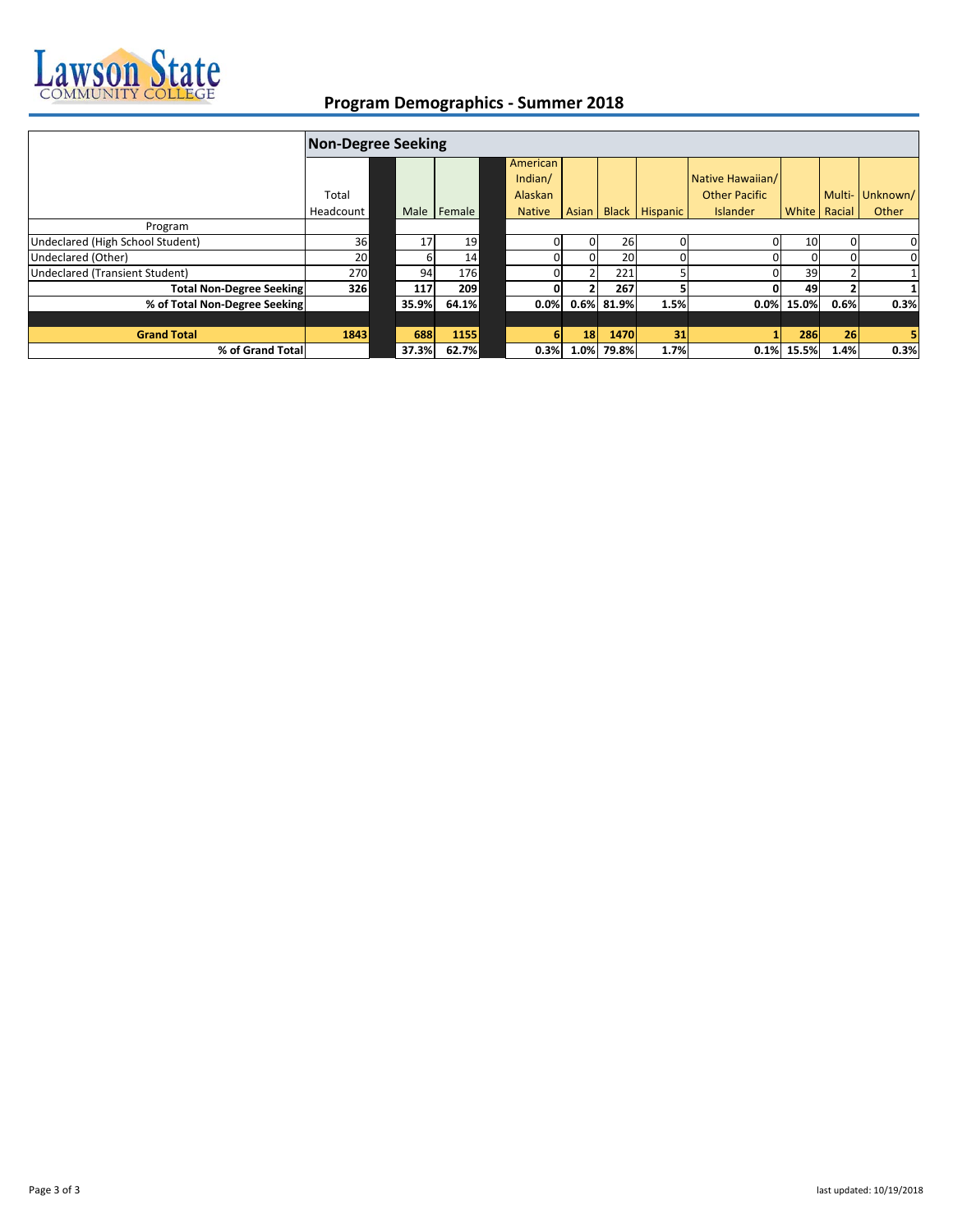## Program Demographics - Summer 2018

| | Non-Degree Seeking | | | | | | | | | | |
|---|---|---|---|---|---|---|---|---|---|---|---|
| | Total Headcount | Male | Female | American Indian/ Alaskan Native | Asian | Black | Hispanic | Native Hawaiian/ Other Pacific Islander | White | Multi-Racial | Unknown/ Other |
| Program | | | | | | | | | | | |
| Undeclared (High School Student) | 36 | 17 | 19 | 0 | 0 | 26 | 0 | 0 | 10 | 0 | 0 |
| Undeclared (Other) | 20 | 6 | 14 | 0 | 0 | 20 | 0 | 0 | 0 | 0 | 0 |
| Undeclared (Transient Student) | 270 | 94 | 176 | 0 | 2 | 221 | 5 | 0 | 39 | 2 | 1 |
| **Total Non-Degree Seeking** | **326** | **117** | **209** | **0** | **2** | **267** | **5** | **0** | **49** | **2** | **1** |
| **% of Total Non-Degree Seeking** | | **35.9%** | **64.1%** | **0.0%** | **0.6%** | **81.9%** | **1.5%** | **0.0%** | **15.0%** | **0.6%** | **0.3%** |
| **Grand Total** | **1843** | **688** | **1155** | **6** | **18** | **1470** | **31** | **1** | **286** | **26** | **5** |
| **% of Grand Total** | | **37.3%** | **62.7%** | **0.3%** | **1.0%** | **79.8%** | **1.7%** | **0.1%** | **15.5%** | **1.4%** | **0.3%** |

last updated: 10/19/2018